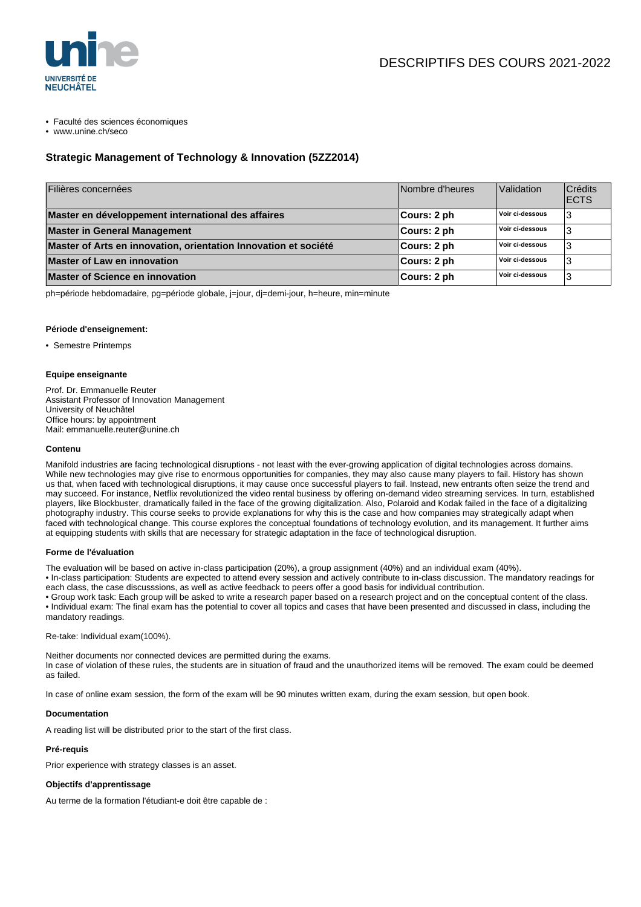# DESCRIPTIFS DES COURS 2021-2022

- Faculté des sciences économiques
- www.unine.ch/seco

## Strategic Management of Technology & Innovation (5ZZ2014)

| Filières concernées | Nombre d'heures | Validation | Crédits ECTS |
|---|---|---|---|
| **Master en développement international des affaires** | **Cours: 2 ph** | **Voir ci-dessous** | 3 |
| **Master in General Management** | **Cours: 2 ph** | **Voir ci-dessous** | 3 |
| **Master of Arts en innovation, orientation Innovation et société** | **Cours: 2 ph** | **Voir ci-dessous** | 3 |
| **Master of Law en innovation** | **Cours: 2 ph** | **Voir ci-dessous** | 3 |
| **Master of Science en innovation** | **Cours: 2 ph** | **Voir ci-dessous** | 3 |

ph=période hebdomadaire, pg=période globale, j=jour, dj=demi-jour, h=heure, min=minute

#### Période d'enseignement:

- Semestre Printemps

#### Equipe enseignante

Prof. Dr. Emmanuelle Reuter
Assistant Professor of Innovation Management
University of Neuchâtel
Office hours: by appointment
Mail: emmanuelle.reuter@unine.ch

#### Contenu

Manifold industries are facing technological disruptions - not least with the ever-growing application of digital technologies across domains. While new technologies may give rise to enormous opportunities for companies, they may also cause many players to fail. History has shown us that, when faced with technological disruptions, it may cause once successful players to fail. Instead, new entrants often seize the trend and may succeed. For instance, Netflix revolutionized the video rental business by offering on-demand video streaming services. In turn, established players, like Blockbuster, dramatically failed in the face of the growing digitalization. Also, Polaroid and Kodak failed in the face of a digitalizing photography industry. This course seeks to provide explanations for why this is the case and how companies may strategically adapt when faced with technological change. This course explores the conceptual foundations of technology evolution, and its management. It further aims at equipping students with skills that are necessary for strategic adaptation in the face of technological disruption.

#### Forme de l'évaluation

The evaluation will be based on active in-class participation (20%), a group assignment (40%) and an individual exam (40%).
• In-class participation: Students are expected to attend every session and actively contribute to in-class discussion. The mandatory readings for each class, the case discusssions, as well as active feedback to peers offer a good basis for individual contribution.
• Group work task: Each group will be asked to write a research paper based on a research project and on the conceptual content of the class.
• Individual exam: The final exam has the potential to cover all topics and cases that have been presented and discussed in class, including the mandatory readings.

Re-take: Individual exam(100%).

Neither documents nor connected devices are permitted during the exams.
In case of violation of these rules, the students are in situation of fraud and the unauthorized items will be removed. The exam could be deemed as failed.

In case of online exam session, the form of the exam will be 90 minutes written exam, during the exam session, but open book.

#### Documentation

A reading list will be distributed prior to the start of the first class.

#### Pré-requis

Prior experience with strategy classes is an asset.

#### Objectifs d'apprentissage

Au terme de la formation l'étudiant-e doit être capable de :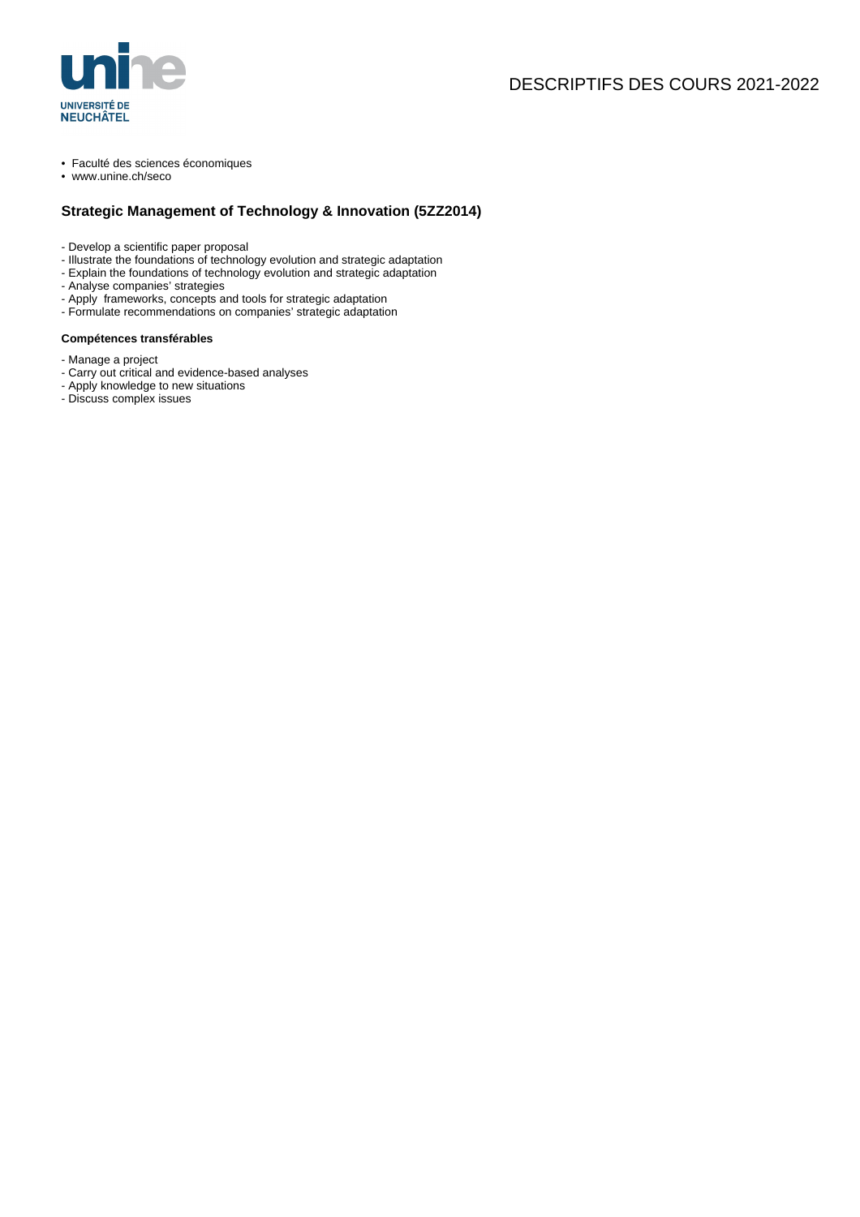- Faculté des sciences économiques
- www.unine.ch/seco

## Strategic Management of Technology & Innovation (5ZZ2014)

- Develop a scientific paper proposal
- Illustrate the foundations of technology evolution and strategic adaptation
- Explain the foundations of technology evolution and strategic adaptation
- Analyse companies' strategies
- Apply frameworks, concepts and tools for strategic adaptation
- Formulate recommendations on companies' strategic adaptation

### Compétences transférables

- Manage a project
- Carry out critical and evidence-based analyses
- Apply knowledge to new situations
- Discuss complex issues